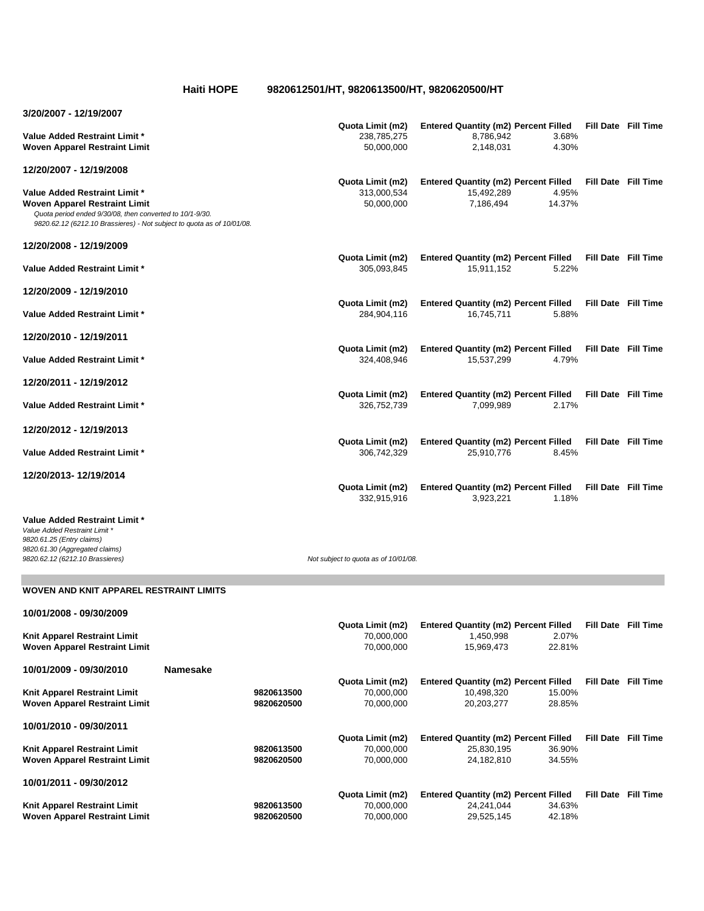## Haiti HOPE 9820612501/HT, 9820613500/HT, 9820620500/HT

### 3/20/2007 - 12/19/2007

| | Quota Limit (m2) | Entered Quantity (m2) | Percent Filled | Fill Date | Fill Time |
|---|---|---|---|---|---|
| **Value Added Restraint Limit \*** | 238,785,275 | 8,786,942 | 3.68% | | |
| **Woven Apparel Restraint Limit** | 50,000,000 | 2,148,031 | 4.30% | | |

### 12/20/2007 - 12/19/2008

| | Quota Limit (m2) | Entered Quantity (m2) | Percent Filled | Fill Date | Fill Time |
|---|---|---|---|---|---|
| **Value Added Restraint Limit \*** | 313,000,534 | 15,492,289 | 4.95% | | |
| **Woven Apparel Restraint Limit** | 50,000,000 | 7,186,494 | 14.37% | | |

*Quota period ended 9/30/08, then converted to 10/1-9/30.*
*9820.62.12 (6212.10 Brassieres) - Not subject to quota as of 10/01/08.*

### 12/20/2008 - 12/19/2009

| | Quota Limit (m2) | Entered Quantity (m2) | Percent Filled | Fill Date | Fill Time |
|---|---|---|---|---|---|
| **Value Added Restraint Limit \*** | 305,093,845 | 15,911,152 | 5.22% | | |

### 12/20/2009 - 12/19/2010

| | Quota Limit (m2) | Entered Quantity (m2) | Percent Filled | Fill Date | Fill Time |
|---|---|---|---|---|---|
| **Value Added Restraint Limit \*** | 284,904,116 | 16,745,711 | 5.88% | | |

### 12/20/2010 - 12/19/2011

| | Quota Limit (m2) | Entered Quantity (m2) | Percent Filled | Fill Date | Fill Time |
|---|---|---|---|---|---|
| **Value Added Restraint Limit \*** | 324,408,946 | 15,537,299 | 4.79% | | |

### 12/20/2011 - 12/19/2012

| | Quota Limit (m2) | Entered Quantity (m2) | Percent Filled | Fill Date | Fill Time |
|---|---|---|---|---|---|
| **Value Added Restraint Limit \*** | 326,752,739 | 7,099,989 | 2.17% | | |

### 12/20/2012 - 12/19/2013

| | Quota Limit (m2) | Entered Quantity (m2) | Percent Filled | Fill Date | Fill Time |
|---|---|---|---|---|---|
| **Value Added Restraint Limit \*** | 306,742,329 | 25,910,776 | 8.45% | | |

### 12/20/2013- 12/19/2014

| | Quota Limit (m2) | Entered Quantity (m2) | Percent Filled | Fill Date | Fill Time |
|---|---|---|---|---|---|
| | 332,915,916 | 3,923,221 | 1.18% | | |

**Value Added Restraint Limit \***

*Value Added Restraint Limit \**
*9820.61.25 (Entry claims)*
*9820.61.30 (Aggregated claims)*
*9820.62.12 (6212.10 Brassieres)* *Not subject to quota as of 10/01/08.*

## WOVEN AND KNIT APPAREL RESTRAINT LIMITS

### 10/01/2008 - 09/30/2009

| | Quota Limit (m2) | Entered Quantity (m2) | Percent Filled | Fill Date | Fill Time |
|---|---|---|---|---|---|
| **Knit Apparel Restraint Limit** | 70,000,000 | 1,450,998 | 2.07% | | |
| **Woven Apparel Restraint Limit** | 70,000,000 | 15,969,473 | 22.81% | | |

### 10/01/2009 - 09/30/2010

| | Namesake | Quota Limit (m2) | Entered Quantity (m2) | Percent Filled | Fill Date | Fill Time |
|---|---|---|---|---|---|---|
| **Knit Apparel Restraint Limit** | **9820613500** | 70,000,000 | 10,498,320 | 15.00% | | |
| **Woven Apparel Restraint Limit** | **9820620500** | 70,000,000 | 20,203,277 | 28.85% | | |

### 10/01/2010 - 09/30/2011

| | | Quota Limit (m2) | Entered Quantity (m2) | Percent Filled | Fill Date | Fill Time |
|---|---|---|---|---|---|---|
| **Knit Apparel Restraint Limit** | **9820613500** | 70,000,000 | 25,830,195 | 36.90% | | |
| **Woven Apparel Restraint Limit** | **9820620500** | 70,000,000 | 24,182,810 | 34.55% | | |

### 10/01/2011 - 09/30/2012

| | | Quota Limit (m2) | Entered Quantity (m2) | Percent Filled | Fill Date | Fill Time |
|---|---|---|---|---|---|---|
| **Knit Apparel Restraint Limit** | **9820613500** | 70,000,000 | 24,241,044 | 34.63% | | |
| **Woven Apparel Restraint Limit** | **9820620500** | 70,000,000 | 29,525,145 | 42.18% | | |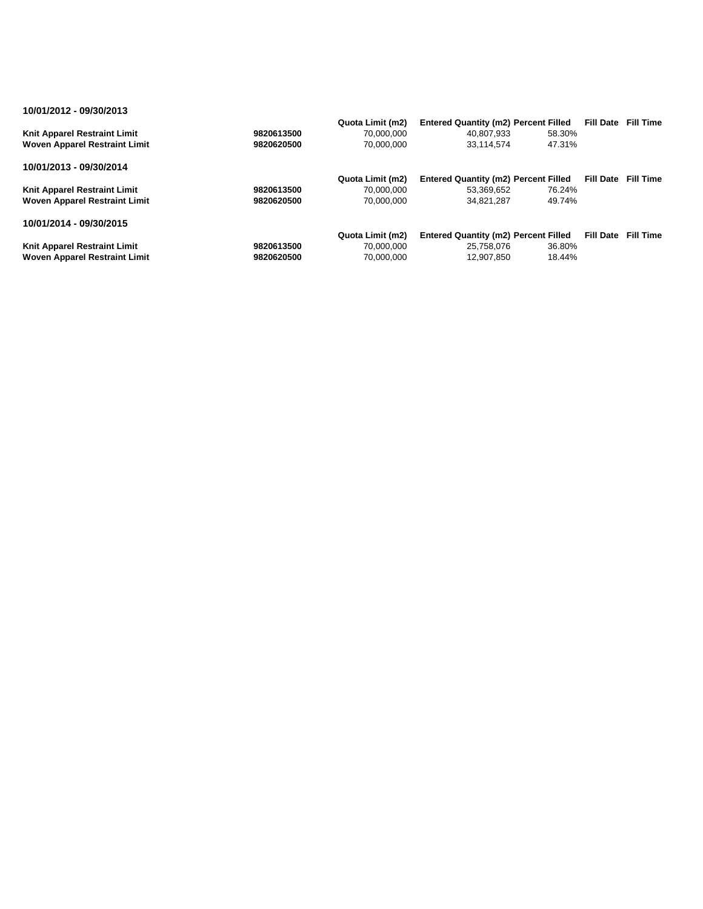**10/01/2012 - 09/30/2013**

| | | Quota Limit (m2) | Entered Quantity (m2) | Percent Filled | Fill Date | Fill Time |
|---|---|---|---|---|---|---|
| **Knit Apparel Restraint Limit** | **9820613500** | 70,000,000 | 40,807,933 | 58.30% | | |
| **Woven Apparel Restraint Limit** | **9820620500** | 70,000,000 | 33,114,574 | 47.31% | | |

**10/01/2013 - 09/30/2014**

| | | Quota Limit (m2) | Entered Quantity (m2) | Percent Filled | Fill Date | Fill Time |
|---|---|---|---|---|---|---|
| **Knit Apparel Restraint Limit** | **9820613500** | 70,000,000 | 53,369,652 | 76.24% | | |
| **Woven Apparel Restraint Limit** | **9820620500** | 70,000,000 | 34,821,287 | 49.74% | | |

**10/01/2014 - 09/30/2015**

| | | Quota Limit (m2) | Entered Quantity (m2) | Percent Filled | Fill Date | Fill Time |
|---|---|---|---|---|---|---|
| **Knit Apparel Restraint Limit** | **9820613500** | 70,000,000 | 25,758,076 | 36.80% | | |
| **Woven Apparel Restraint Limit** | **9820620500** | 70,000,000 | 12,907,850 | 18.44% | | |